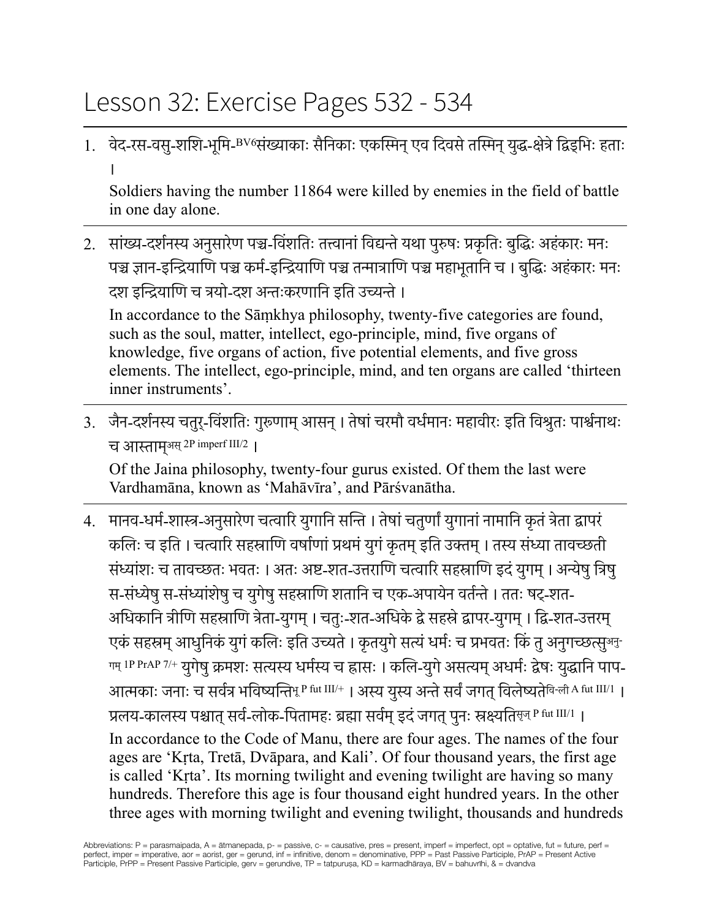# Lesson 32: Exercise Pages 532 - 534

1. वेद-रस-वसु-शशि-भूमि-BV6संख्याकाः सैनिकाः एकस्मिन् एव दिवसे तस्मिन् युद्ध-क्षेत्रे द्विड्भिः हताः ।

   Soldiers having the number 11864 were killed by enemies in the field of battle in one day alone.

2. सांख्य-दर्शनस्य अनुसारेण पञ्च-विंशतिः तत्त्वानां विद्यन्ते यथा पुरुषः प्रकृतिः बुद्धिः अहंकारः मनः पञ्च ज्ञान-इन्द्रियाणि पञ्च कर्म-इन्द्रियाणि पञ्च तन्मात्राणि पञ्च महाभूतानि च । बुद्धिः अहंकारः मनः दश इन्द्रियाणि च त्रयो-दश अन्तःकरणानि इति उच्यन्ते ।

   In accordance to the Sāṃkhya philosophy, twenty-five categories are found, such as the soul, matter, intellect, ego-principle, mind, five organs of knowledge, five organs of action, five potential elements, and five gross elements. The intellect, ego-principle, mind, and ten organs are called 'thirteen inner instruments'.

3. जैन-दर्शनस्य चतुर्-विंशतिः गुरूणाम् आसन् । तेषां चरमौ वर्धमानः महावीरः इति विश्रुतः पार्श्वनाथः च आस्ताम्अस् 2P imperf III/2 ।

   Of the Jaina philosophy, twenty-four gurus existed. Of them the last were Vardhamāna, known as 'Mahāvīra', and Pārśvanātha.

4. मानव-धर्म-शास्त्र-अनुसारेण चत्वारि युगानि सन्ति । तेषां चतुर्णां युगानां नामानि कृतं त्रेता द्वापरं कलिः च इति । चत्वारि सहस्राणि वर्षाणां प्रथमं युगं कृतम् इति उक्तम् । तस्य संध्या तावच्छती संध्यांशः च तावच्छतः भवतः । अतः अष्ट-शत-उत्तराणि चत्वारि सहस्राणि इदं युगम् । अन्येषु त्रिषु स-संध्येषु स-संध्यांशेषु च युगेषु सहस्राणि शतानि च एक-अपायेन वर्तन्ते । ततः षट्-शत-अधिकानि त्रीणि सहस्राणि त्रेता-युगम् । चतुः-शत-अधिके द्वे सहस्रे द्वापर-युगम् । द्वि-शत-उत्तरम् एकं सहस्रम् आधुनिकं युगं कलिः इति उच्यते । कृतयुगे सत्यं धर्मः च प्रभवतः किं तु अनुगच्छत्सुअनु-गम् 1P PrAP 7/+ युगेषु क्रमशः सत्यस्य धर्मस्य च ह्रासः । कलि-युगे असत्यम् अधर्मः द्वेषः युद्धानि पाप-आत्मकाः जनाः च सर्वत्र भविष्यन्तिभू P fut III/+ । अस्य युस्य अन्ते सर्वं जगत् विलेष्यतेवि-ली A fut III/1 । प्रलय-कालस्य पश्चात् सर्व-लोक-पितामहः ब्रह्मा सर्वम् इदं जगत् पुनः स्रक्ष्यतिसृज् P fut III/1 ।

   In accordance to the Code of Manu, there are four ages. The names of the four ages are 'Kṛta, Tretā, Dvāpara, and Kali'. Of four thousand years, the first age is called 'Kṛta'. Its morning twilight and evening twilight are having so many hundreds. Therefore this age is four thousand eight hundred years. In the other three ages with morning twilight and evening twilight, thousands and hundreds

Abbreviations: P = parasmaipada, A = ātmanepada, p- = passive, c- = causative, pres = present, imperf = imperfect, opt = optative, fut = future, perf = perfect, imper = imperative, aor = aorist, ger = gerund, inf = infinitive, denom = denominative, PPP = Past Passive Participle, PrAP = Present Active Participle, PrPP = Present Passive Participle, gerv = gerundive, TP = tatpuruṣa, KD = karmadhāraya, BV = bahuvrīhi, & = dvandva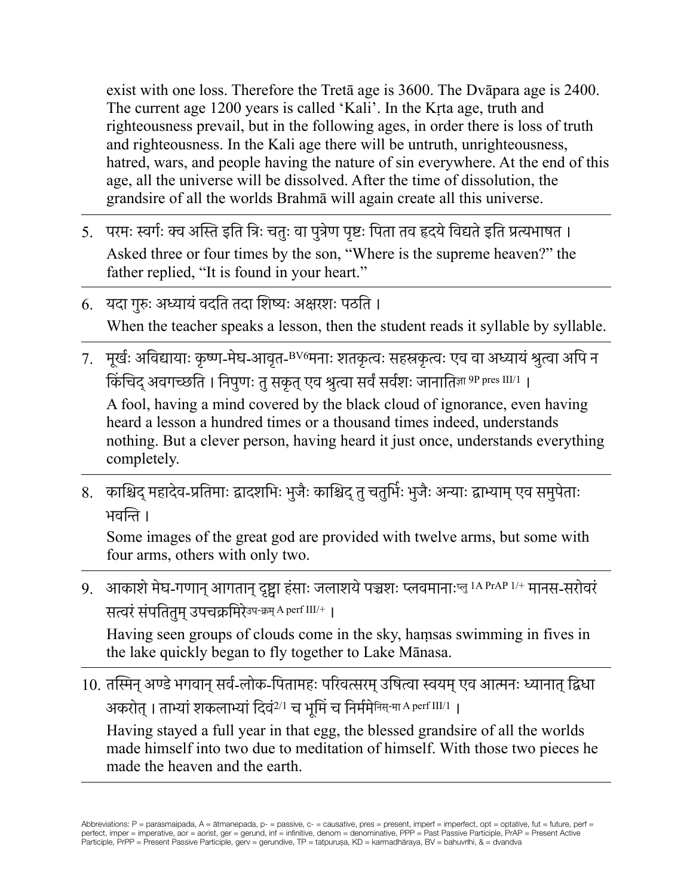exist with one loss. Therefore the Tretā age is 3600. The Dvāpara age is 2400. The current age 1200 years is called 'Kali'. In the Kṛta age, truth and righteousness prevail, but in the following ages, in order there is loss of truth and righteousness. In the Kali age there will be untruth, unrighteousness, hatred, wars, and people having the nature of sin everywhere. At the end of this age, all the universe will be dissolved. After the time of dissolution, the grandsire of all the worlds Brahmā will again create all this universe.

---

5. परमः स्वर्गः क्व अस्ति इति त्रिः चतुः वा पुत्रेण पृष्टः पिता तव हृदये विद्यते इति प्रत्यभाषत ।

   Asked three or four times by the son, "Where is the supreme heaven?" the father replied, "It is found in your heart."

---

6. यदा गुरुः अध्यायं वदति तदा शिष्यः अक्षरशः पठति ।

   When the teacher speaks a lesson, then the student reads it syllable by syllable.

---

7. मूर्खः अविद्यायाः कृष्ण-मेघ-आवृत-[BV6]मनाः शतकृत्वः सहस्रकृत्वः एव वा अध्यायं श्रुत्वा अपि न किंचिद् अवगच्छति । निपुणः तु सकृत् एव श्रुत्वा सर्वं सर्वशः जानाति[ज्ञा 9P pres III/1] ।

   A fool, having a mind covered by the black cloud of ignorance, even having heard a lesson a hundred times or a thousand times indeed, understands nothing. But a clever person, having heard it just once, understands everything completely.

---

8. काश्चिद् महादेव-प्रतिमाः द्वादशभिः भुजैः काश्चिद् तु चतुर्भिः भुजैः अन्याः द्वाभ्याम् एव समुपेताः भवन्ति ।

   Some images of the great god are provided with twelve arms, but some with four arms, others with only two.

---

9. आकाशे मेघ-गणान् आगतान् दृष्ट्वा हंसाः जलाशये पञ्चशः प्लवमानाः[प्लु 1A PrAP 1/+] मानस-सरोवरं सत्वरं संपतितुम् उपचक्रमिरे[उप-क्रम् A perf III/+] ।

   Having seen groups of clouds come in the sky, haṃsas swimming in fives in the lake quickly began to fly together to Lake Mānasa.

---

10. तस्मिन् अण्डे भगवान् सर्व-लोक-पितामहः परिवत्सरम् उषित्वा स्वयम् एव आत्मनः ध्यानात् द्विधा अकरोत् । ताभ्यां शकलाभ्यां दिवं[2/1] च भूमिं च निर्ममे[निस्-मा A perf III/1] ।

    Having stayed a full year in that egg, the blessed grandsire of all the worlds made himself into two due to meditation of himself. With those two pieces he made the heaven and the earth.

---

Abbreviations: P = parasmaipada, A = ātmanepada, p- = passive, c- = causative, pres = present, imperf = imperfect, opt = optative, fut = future, perf = perfect, imper = imperative, aor = aorist, ger = gerund, inf = infinitive, denom = denominative, PPP = Past Passive Participle, PrAP = Present Active Participle, PrPP = Present Passive Participle, gerv = gerundive, TP = tatpuruṣa, KD = karmadhāraya, BV = bahuvrīhi, & = dvandva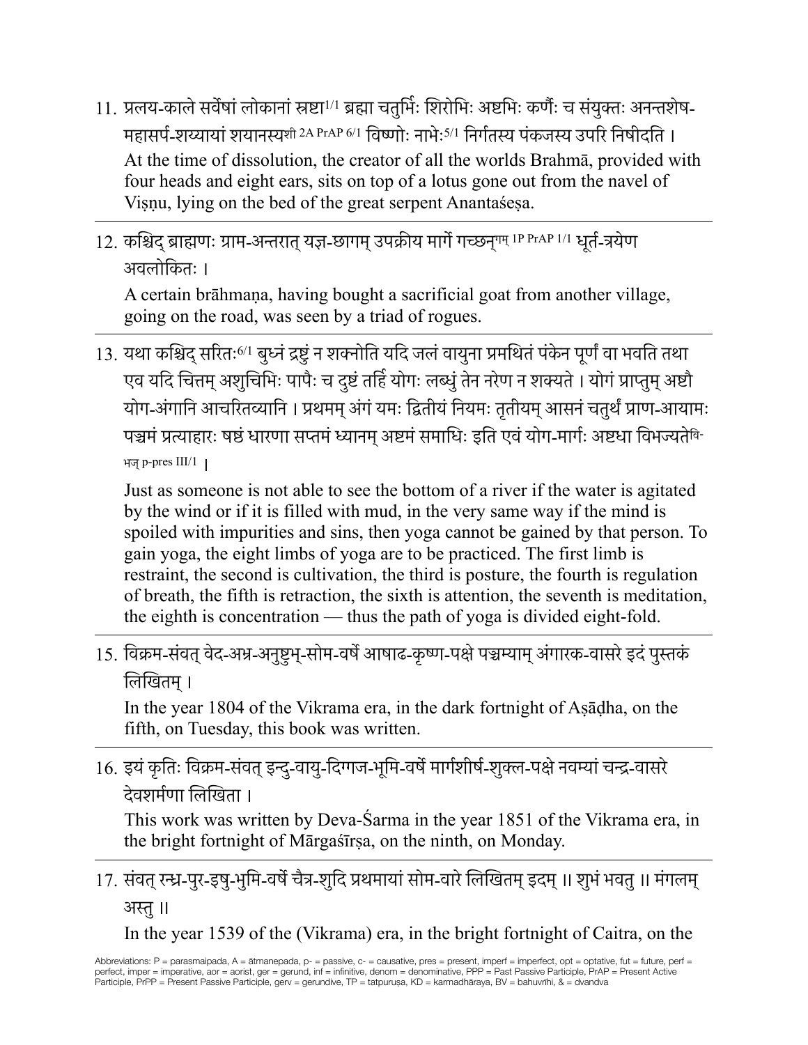11. प्रलय-काले सर्वेषां लोकानां स्रष्टा[1/1] ब्रह्मा चतुर्भिः शिरोभिः अष्टभिः कर्णैः च संयुक्तः अनन्तशेष-महासर्प-शय्यायां शयानस्य[शी 2A PrAP 6/1] विष्णोः नाभेः[5/1] निर्गतस्य पंकजस्य उपरि निषीदति ।
   At the time of dissolution, the creator of all the worlds Brahmā, provided with four heads and eight ears, sits on top of a lotus gone out from the navel of Viṣṇu, lying on the bed of the great serpent Anantaśeṣa.

---

12. कश्चिद् ब्राह्मणः ग्राम-अन्तरात् यज्ञ-छागम् उपक्रीय मार्गे गच्छन्[गम् 1P PrAP 1/1] धूर्त-त्रयेण अवलोकितः ।
   A certain brāhmaṇa, having bought a sacrificial goat from another village, going on the road, was seen by a triad of rogues.

---

13. यथा कश्चिद् सरितः[6/1] बुध्नं द्रष्टुं न शक्नोति यदि जलं वायुना प्रमथितं पंकेन पूर्णं वा भवति तथा एव यदि चित्तम् अशुचिभिः पापैः च दुष्टं तर्हि योगः लब्धुं तेन नरेण न शक्यते । योगं प्राप्तुम् अष्टौ योग-अंगानि आचरितव्यानि । प्रथमम् अंगं यमः द्वितीयं नियमः तृतीयम् आसनं चतुर्थं प्राण-आयामः पञ्चमं प्रत्याहारः षष्ठं धारणा सप्तमं ध्यानम् अष्टमं समाधिः इति एवं योग-मार्गः अष्टधा विभज्यते[वि-भज् p-pres III/1] ।

   Just as someone is not able to see the bottom of a river if the water is agitated by the wind or if it is filled with mud, in the very same way if the mind is spoiled with impurities and sins, then yoga cannot be gained by that person. To gain yoga, the eight limbs of yoga are to be practiced. The first limb is restraint, the second is cultivation, the third is posture, the fourth is regulation of breath, the fifth is retraction, the sixth is attention, the seventh is meditation, the eighth is concentration — thus the path of yoga is divided eight-fold.

---

15. विक्रम-संवत् वेद-अभ्र-अनुष्टुभ्-सोम-वर्षे आषाढ-कृष्ण-पक्षे पञ्चम्याम् अंगारक-वासरे इदं पुस्तकं लिखितम् ।
   In the year 1804 of the Vikrama era, in the dark fortnight of Aṣāḍha, on the fifth, on Tuesday, this book was written.

---

16. इयं कृतिः विक्रम-संवत् इन्दु-वायु-दिग्गज-भूमि-वर्षे मार्गशीर्ष-शुक्ल-पक्षे नवम्यां चन्द्र-वासरे देवशर्मणा लिखिता ।
   This work was written by Deva-Śarma in the year 1851 of the Vikrama era, in the bright fortnight of Mārgaśīrṣa, on the ninth, on Monday.

---

17. संवत् रन्ध्र-पुर-इषु-भुमि-वर्षे चैत्र-शुदि प्रथमायां सोम-वारे लिखितम् इदम् ॥ शुभं भवतु ॥ मंगलम् अस्तु ॥
   In the year 1539 of the (Vikrama) era, in the bright fortnight of Caitra, on the

Abbreviations: P = parasmaipada, A = ātmanepada, p- = passive, c- = causative, pres = present, imperf = imperfect, opt = optative, fut = future, perf = perfect, imper = imperative, aor = aorist, ger = gerund, inf = infinitive, denom = denominative, PPP = Past Passive Participle, PrAP = Present Active Participle, PrPP = Present Passive Participle, gerv = gerundive, TP = tatpuruṣa, KD = karmadhāraya, BV = bahuvrīhi, & = dvandva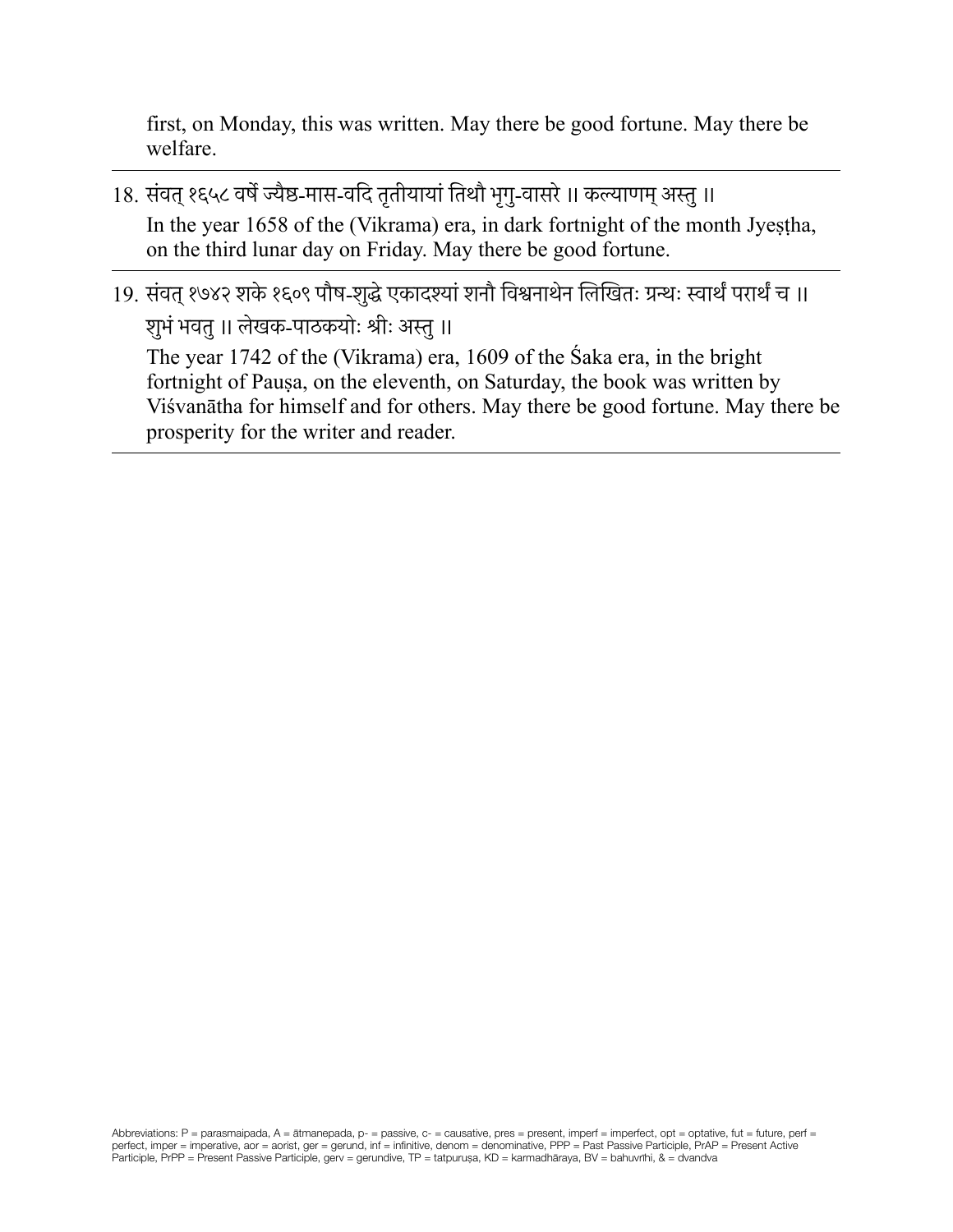first, on Monday, this was written. May there be good fortune. May there be welfare.

---

18. संवत् १६५८ वर्षे ज्यैष्ठ-मास-वदि तृतीयायां तिथौ भृगु-वासरे ॥ कल्याणम् अस्तु ॥

    In the year 1658 of the (Vikrama) era, in dark fortnight of the month Jyeṣṭha, on the third lunar day on Friday. May there be good fortune.

---

19. संवत् १७४२ शके १६०९ पौष-शुद्धे एकादश्यां शनौ विश्वनाथेन लिखितः ग्रन्थः स्वार्थं परार्थं च ॥ शुभं भवतु ॥ लेखक-पाठकयोः श्रीः अस्तु ॥

    The year 1742 of the (Vikrama) era, 1609 of the Śaka era, in the bright fortnight of Pauṣa, on the eleventh, on Saturday, the book was written by Viśvanātha for himself and for others. May there be good fortune. May there be prosperity for the writer and reader.

---

Abbreviations: P = parasmaipada, A = ātmanepada, p- = passive, c- = causative, pres = present, imperf = imperfect, opt = optative, fut = future, perf = perfect, imper = imperative, aor = aorist, ger = gerund, inf = infinitive, denom = denominative, PPP = Past Passive Participle, PrAP = Present Active Participle, PrPP = Present Passive Participle, gerv = gerundive, TP = tatpuruṣa, KD = karmadhāraya, BV = bahuvrīhi, & = dvandva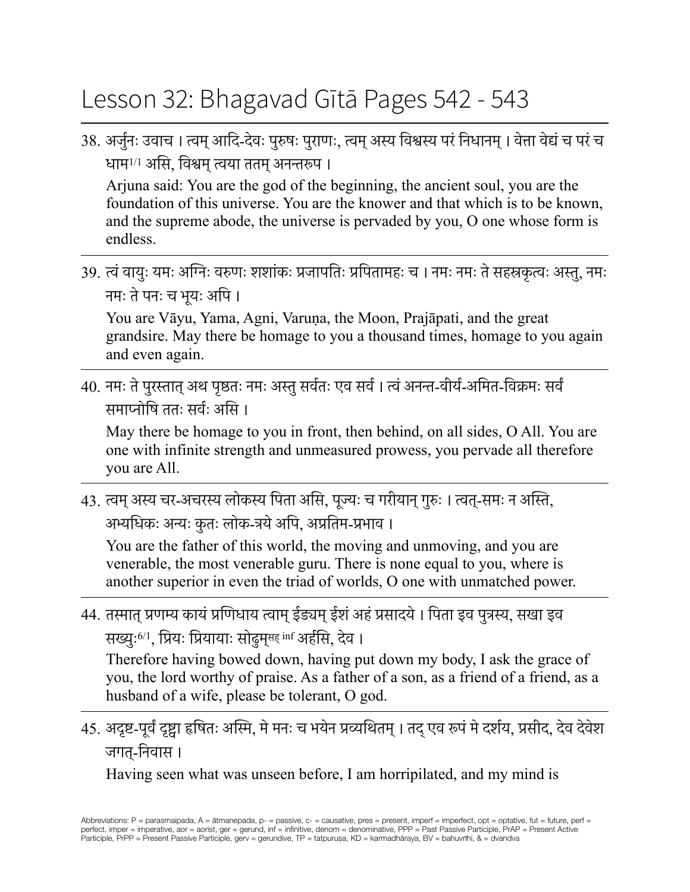# Lesson 32: Bhagavad Gītā Pages 542 - 543

38. अर्जुनः उवाच । त्वम् आदि-देवः पुरुषः पुराणः, त्वम् अस्य विश्वस्य परं निधानम् । वेत्ता वेद्यं च परं च धाम[1/1] असि, विश्वम् त्वया ततम् अनन्तरुप ।

    Arjuna said: You are the god of the beginning, the ancient soul, you are the foundation of this universe. You are the knower and that which is to be known, and the supreme abode, the universe is pervaded by you, O one whose form is endless.

---

39. त्वं वायुः यमः अग्निः वरुणः शशांकः प्रजापतिः प्रपितामहः च । नमः नमः ते सहस्रकृत्वः अस्तु, नमः नमः ते पनः च भूयः अपि ।

    You are Vāyu, Yama, Agni, Varuṇa, the Moon, Prajāpati, and the great grandsire. May there be homage to you a thousand times, homage to you again and even again.

---

40. नमः ते पुरस्तात् अथ पृष्ठतः नमः अस्तु सर्वतः एव सर्व । त्वं अनन्त-वीर्य-अमित-विक्रमः सर्वं समाप्नोषि ततः सर्वः असि ।

    May there be homage to you in front, then behind, on all sides, O All. You are one with infinite strength and unmeasured prowess, you pervade all therefore you are All.

---

43. त्वम् अस्य चर-अचरस्य लोकस्य पिता असि, पूज्यः च गरीयान् गुरुः । त्वत्-समः न अस्ति, अभ्यधिकः अन्यः कुतः लोक-त्रये अपि, अप्रतिम-प्रभाव ।

    You are the father of this world, the moving and unmoving, and you are venerable, the most venerable guru. There is none equal to you, where is another superior in even the triad of worlds, O one with unmatched power.

---

44. तस्मात् प्रणम्य कायं प्रणिधाय त्वाम् ईड्यम् ईशं अहं प्रसादये । पिता इव पुत्रस्य, सखा इव सख्युः[6/1], प्रियः प्रियायाः सोढुम्[सह् inf] अर्हसि, देव ।

    Therefore having bowed down, having put down my body, I ask the grace of you, the lord worthy of praise. As a father of a son, as a friend of a friend, as a husband of a wife, please be tolerant, O god.

---

45. अदृष्ट-पूर्वं दृष्ट्वा हृषितः अस्मि, मे मनः च भयेन प्रव्यथितम् । तद् एव रूपं मे दर्शय, प्रसीद, देव देवेश जगत्-निवास ।

    Having seen what was unseen before, I am horripilated, and my mind is

Abbreviations: P = parasmaipada, A = ātmanepada, p- = passive, c- = causative, pres = present, imperf = imperfect, opt = optative, fut = future, perf = perfect, imper = imperative, aor = aorist, ger = gerund, inf = infinitive, denom = denominative, PPP = Past Passive Participle, PrAP = Present Active Participle, PrPP = Present Passive Participle, gerv = gerundive, TP = tatpuruṣa, KD = karmadhāraya, BV = bahuvrīhi, & = dvandva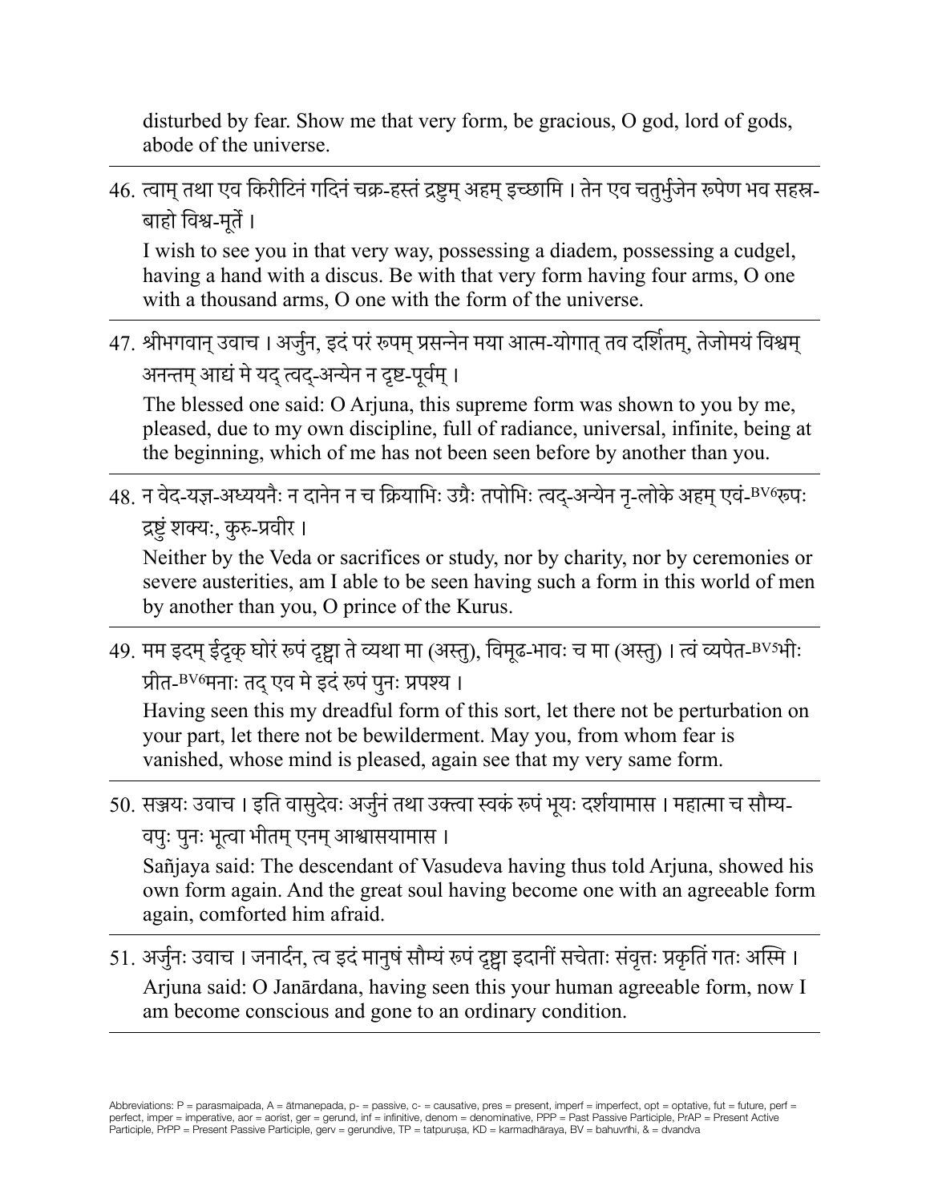disturbed by fear. Show me that very form, be gracious, O god, lord of gods, abode of the universe.

---

46. त्वाम् तथा एव किरीटिनं गदिनं चक्र-हस्तं द्रष्टुम् अहम् इच्छामि । तेन एव चतुर्भुजेन रुपेण भव सहस्र-बाहो विश्व-मूर्ते ।

    I wish to see you in that very way, possessing a diadem, possessing a cudgel, having a hand with a discus. Be with that very form having four arms, O one with a thousand arms, O one with the form of the universe.

---

47. श्रीभगवान् उवाच । अर्जुन, इदं परं रूपम् प्रसन्नेन मया आत्म-योगात् तव दर्शितम्, तेजोमयं विश्वम् अनन्तम् आद्यं मे यद् त्वद्-अन्येन न दृष्ट-पूर्वम् ।

    The blessed one said: O Arjuna, this supreme form was shown to you by me, pleased, due to my own discipline, full of radiance, universal, infinite, being at the beginning, which of me has not been seen before by another than you.

---

48. न वेद-यज्ञ-अध्ययनैः न दानेन न च क्रियाभिः उग्रैः तपोभिः त्वद्-अन्येन नृ-लोके अहम् एवं-BV6रूपः द्रष्टुं शक्यः, कुरु-प्रवीर ।

    Neither by the Veda or sacrifices or study, nor by charity, nor by ceremonies or severe austerities, am I able to be seen having such a form in this world of men by another than you, O prince of the Kurus.

---

49. मम इदम् ईदृक् घोरं रूपं दृष्ट्वा ते व्यथा मा (अस्तु), विमूढ-भावः च मा (अस्तु) । त्वं व्यपेत-BV5भीः प्रीत-BV6मनाः तद् एव मे इदं रूपं पुनः प्रपश्य ।

    Having seen this my dreadful form of this sort, let there not be perturbation on your part, let there not be bewilderment. May you, from whom fear is vanished, whose mind is pleased, again see that my very same form.

---

50. सञ्जयः उवाच । इति वासुदेवः अर्जुनं तथा उक्त्वा स्वकं रूपं भूयः दर्शयामास । महात्मा च सौम्य-वपुः पुनः भूत्वा भीतम् एनम् आश्वासयामास ।

    Sañjaya said: The descendant of Vasudeva having thus told Arjuna, showed his own form again. And the great soul having become one with an agreeable form again, comforted him afraid.

---

51. अर्जुनः उवाच । जनार्दन, त्व इदं मानुषं सौम्यं रूपं दृष्ट्वा इदानीं सचेताः संवृत्तः प्रकृतिं गतः अस्मि ।

    Arjuna said: O Janārdana, having seen this your human agreeable form, now I am become conscious and gone to an ordinary condition.

---

Abbreviations: P = parasmaipada, A = ātmanepada, p- = passive, c- = causative, pres = present, imperf = imperfect, opt = optative, fut = future, perf = perfect, imper = imperative, aor = aorist, ger = gerund, inf = infinitive, denom = denominative, PPP = Past Passive Participle, PrAP = Present Active Participle, PrPP = Present Passive Participle, gerv = gerundive, TP = tatpuruṣa, KD = karmadhāraya, BV = bahuvrīhi, & = dvandva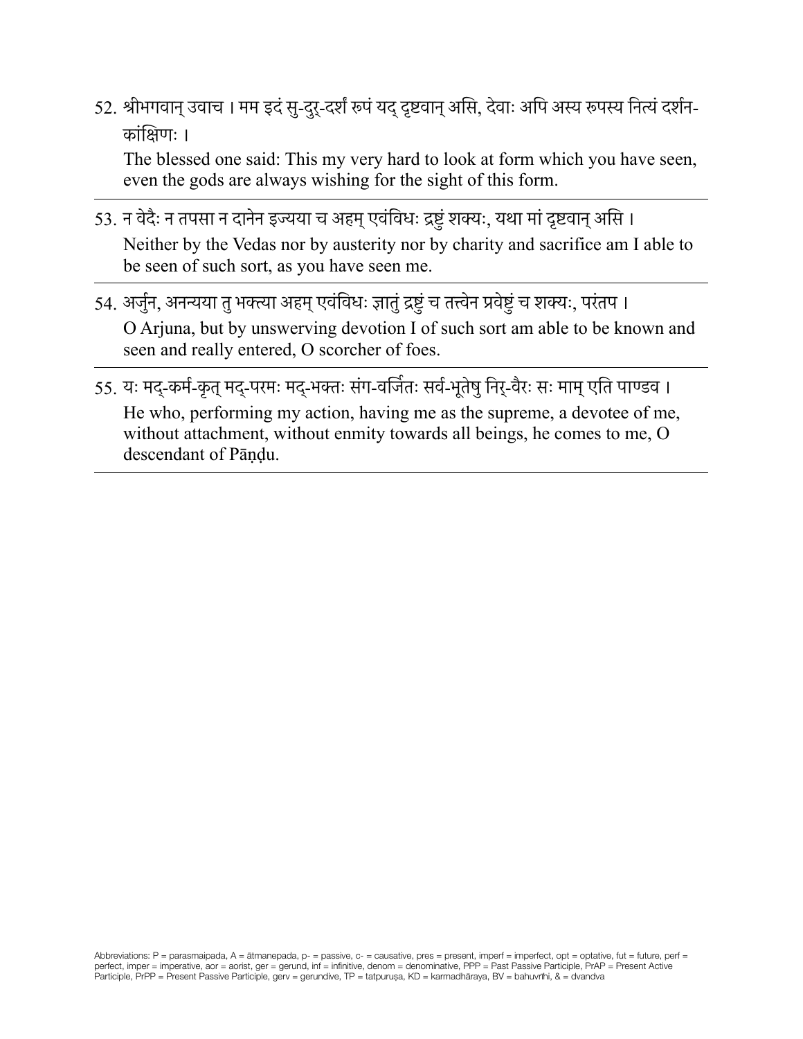52. श्रीभगवान् उवाच । मम इदं सु-दुर्-दर्शं रूपं यद् दृष्टवान् असि, देवाः अपि अस्य रूपस्य नित्यं दर्शन-कांक्षिणः ।

    The blessed one said: This my very hard to look at form which you have seen, even the gods are always wishing for the sight of this form.

---

53. न वेदैः न तपसा न दानेन इज्यया च अहम् एवंविधः द्रष्टुं शक्यः, यथा मां दृष्टवान् असि ।

    Neither by the Vedas nor by austerity nor by charity and sacrifice am I able to be seen of such sort, as you have seen me.

---

54. अर्जुन, अनन्यया तु भक्त्या अहम् एवंविधः ज्ञातुं द्रष्टुं च तत्त्वेन प्रवेष्टुं च शक्यः, परंतप ।

    O Arjuna, but by unswerving devotion I of such sort am able to be known and seen and really entered, O scorcher of foes.

---

55. यः मद्-कर्म-कृत् मद्-परमः मद्-भक्तः संग-वर्जितः सर्व-भूतेषु निर्-वैरः सः माम् एति पाण्डव ।

    He who, performing my action, having me as the supreme, a devotee of me, without attachment, without enmity towards all beings, he comes to me, O descendant of Pāṇḍu.

---

Abbreviations: P = parasmaipada, A = ātmanepada, p- = passive, c- = causative, pres = present, imperf = imperfect, opt = optative, fut = future, perf = perfect, imper = imperative, aor = aorist, ger = gerund, inf = infinitive, denom = denominative, PPP = Past Passive Participle, PrAP = Present Active Participle, PrPP = Present Passive Participle, gerv = gerundive, TP = tatpuruṣa, KD = karmadhāraya, BV = bahuvrīhi, & = dvandva